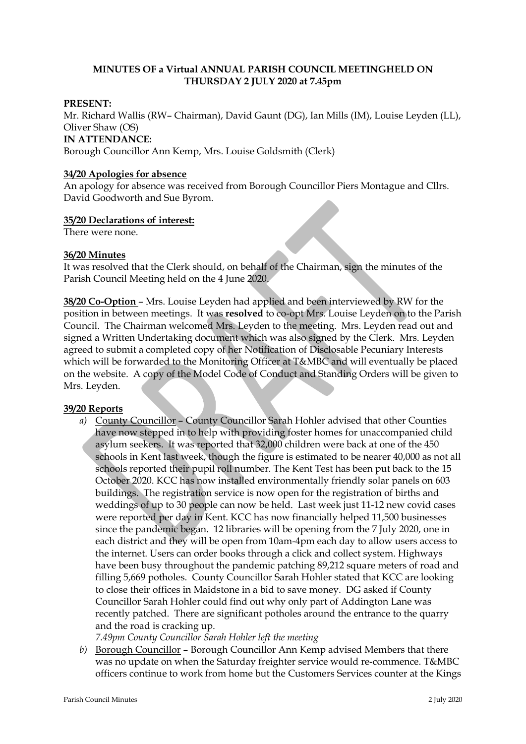**MINUTES OF a Virtual ANNUAL PARISH COUNCIL MEETINGHELD ON THURSDAY 2 JULY 2020 at 7.45pm**

**PRESENT:**
Mr. Richard Wallis (RW– Chairman), David Gaunt (DG), Ian Mills (IM), Louise Leyden (LL), Oliver Shaw (OS)
**IN ATTENDANCE:**
Borough Councillor Ann Kemp, Mrs. Louise Goldsmith (Clerk)

**34/20 Apologies for absence**
An apology for absence was received from Borough Councillor Piers Montague and Cllrs. David Goodworth and Sue Byrom.

**35/20 Declarations of interest:**
There were none.

**36/20 Minutes**
It was resolved that the Clerk should, on behalf of the Chairman, sign the minutes of the Parish Council Meeting held on the 4 June 2020.

**38/20 Co-Option** – Mrs. Louise Leyden had applied and been interviewed by RW for the position in between meetings. It was **resolved** to co-opt Mrs. Louise Leyden on to the Parish Council. The Chairman welcomed Mrs. Leyden to the meeting. Mrs. Leyden read out and signed a Written Undertaking document which was also signed by the Clerk. Mrs. Leyden agreed to submit a completed copy of her Notification of Disclosable Pecuniary Interests which will be forwarded to the Monitoring Officer at T&MBC and will eventually be placed on the website. A copy of the Model Code of Conduct and Standing Orders will be given to Mrs. Leyden.

**39/20 Reports**

*a)* County Councillor – County Councillor Sarah Hohler advised that other Counties have now stepped in to help with providing foster homes for unaccompanied child asylum seekers. It was reported that 32,000 children were back at one of the 450 schools in Kent last week, though the figure is estimated to be nearer 40,000 as not all schools reported their pupil roll number. The Kent Test has been put back to the 15 October 2020. KCC has now installed environmentally friendly solar panels on 603 buildings. The registration service is now open for the registration of births and weddings of up to 30 people can now be held. Last week just 11-12 new covid cases were reported per day in Kent. KCC has now financially helped 11,500 businesses since the pandemic began. 12 libraries will be opening from the 7 July 2020, one in each district and they will be open from 10am-4pm each day to allow users access to the internet. Users can order books through a click and collect system. Highways have been busy throughout the pandemic patching 89,212 square meters of road and filling 5,669 potholes. County Councillor Sarah Hohler stated that KCC are looking to close their offices in Maidstone in a bid to save money. DG asked if County Councillor Sarah Hohler could find out why only part of Addington Lane was recently patched. There are significant potholes around the entrance to the quarry and the road is cracking up.
*7.49pm County Councillor Sarah Hohler left the meeting*

*b)* Borough Councillor – Borough Councillor Ann Kemp advised Members that there was no update on when the Saturday freighter service would re-commence. T&MBC officers continue to work from home but the Customers Services counter at the Kings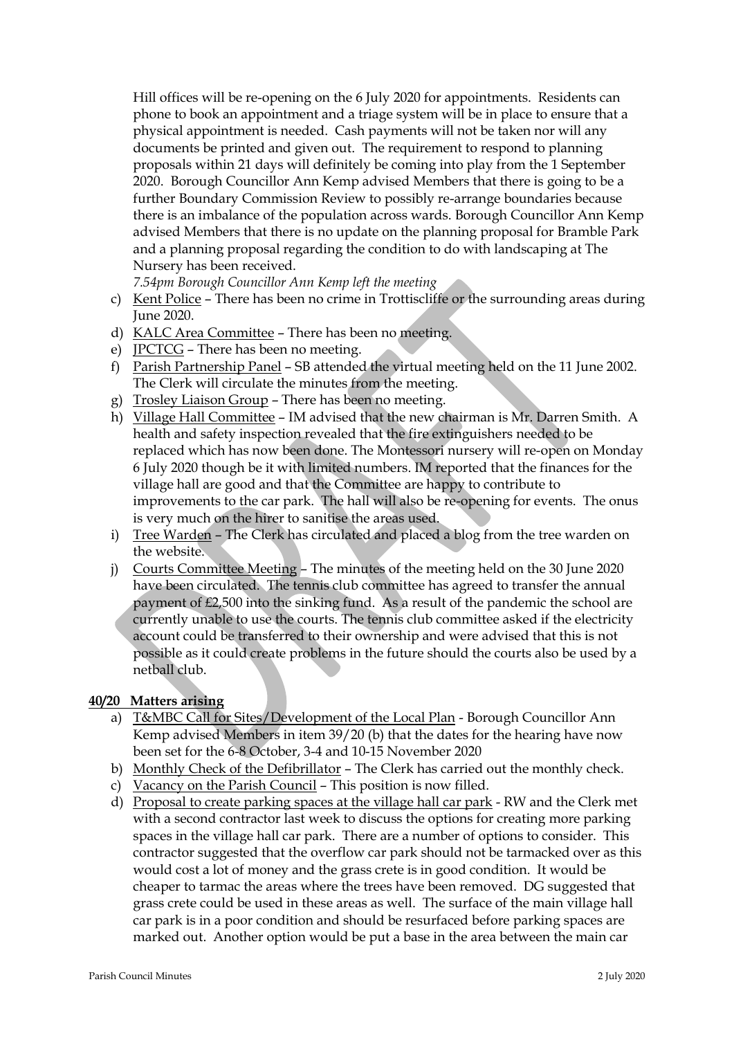Hill offices will be re-opening on the 6 July 2020 for appointments. Residents can phone to book an appointment and a triage system will be in place to ensure that a physical appointment is needed. Cash payments will not be taken nor will any documents be printed and given out. The requirement to respond to planning proposals within 21 days will definitely be coming into play from the 1 September 2020. Borough Councillor Ann Kemp advised Members that there is going to be a further Boundary Commission Review to possibly re-arrange boundaries because there is an imbalance of the population across wards. Borough Councillor Ann Kemp advised Members that there is no update on the planning proposal for Bramble Park and a planning proposal regarding the condition to do with landscaping at The Nursery has been received.

*7.54pm Borough Councillor Ann Kemp left the meeting*

c) Kent Police – There has been no crime in Trottiscliffe or the surrounding areas during June 2020.
d) KALC Area Committee – There has been no meeting.
e) JPCTCG – There has been no meeting.
f) Parish Partnership Panel – SB attended the virtual meeting held on the 11 June 2002. The Clerk will circulate the minutes from the meeting.
g) Trosley Liaison Group – There has been no meeting.
h) Village Hall Committee – IM advised that the new chairman is Mr. Darren Smith. A health and safety inspection revealed that the fire extinguishers needed to be replaced which has now been done. The Montessori nursery will re-open on Monday 6 July 2020 though be it with limited numbers. IM reported that the finances for the village hall are good and that the Committee are happy to contribute to improvements to the car park. The hall will also be re-opening for events. The onus is very much on the hirer to sanitise the areas used.
i) Tree Warden – The Clerk has circulated and placed a blog from the tree warden on the website.
j) Courts Committee Meeting – The minutes of the meeting held on the 30 June 2020 have been circulated. The tennis club committee has agreed to transfer the annual payment of £2,500 into the sinking fund. As a result of the pandemic the school are currently unable to use the courts. The tennis club committee asked if the electricity account could be transferred to their ownership and were advised that this is not possible as it could create problems in the future should the courts also be used by a netball club.

**40/20 Matters arising**

a) T&MBC Call for Sites/Development of the Local Plan - Borough Councillor Ann Kemp advised Members in item 39/20 (b) that the dates for the hearing have now been set for the 6-8 October, 3-4 and 10-15 November 2020
b) Monthly Check of the Defibrillator – The Clerk has carried out the monthly check.
c) Vacancy on the Parish Council – This position is now filled.
d) Proposal to create parking spaces at the village hall car park - RW and the Clerk met with a second contractor last week to discuss the options for creating more parking spaces in the village hall car park. There are a number of options to consider. This contractor suggested that the overflow car park should not be tarmacked over as this would cost a lot of money and the grass crete is in good condition. It would be cheaper to tarmac the areas where the trees have been removed. DG suggested that grass crete could be used in these areas as well. The surface of the main village hall car park is in a poor condition and should be resurfaced before parking spaces are marked out. Another option would be put a base in the area between the main car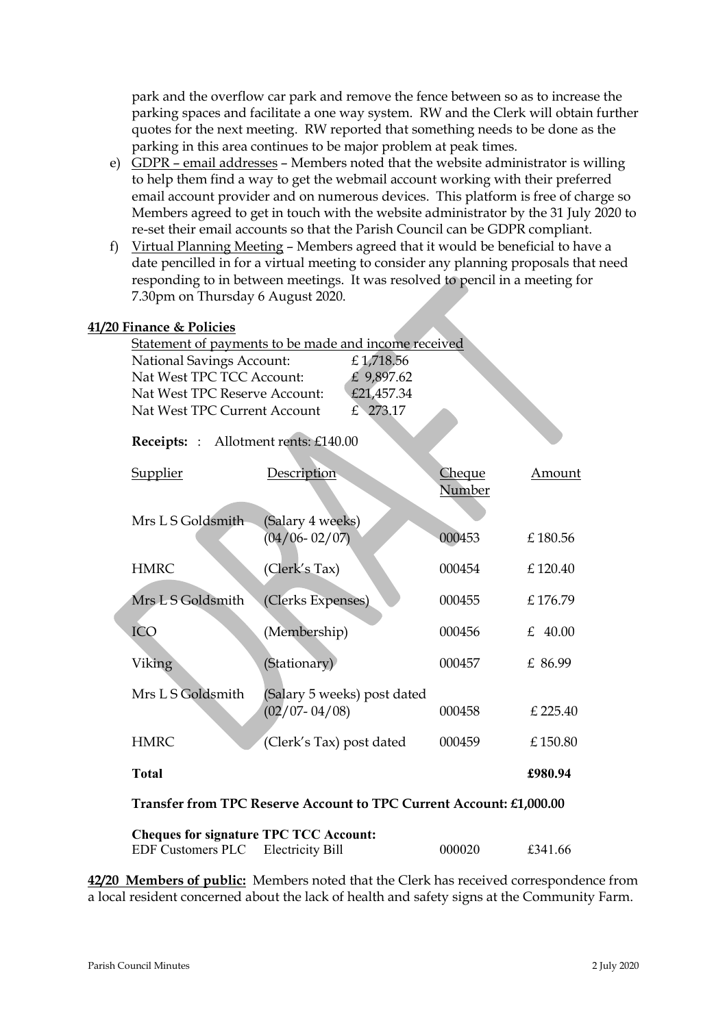park and the overflow car park and remove the fence between so as to increase the parking spaces and facilitate a one way system. RW and the Clerk will obtain further quotes for the next meeting. RW reported that something needs to be done as the parking in this area continues to be major problem at peak times.

e) GDPR – email addresses – Members noted that the website administrator is willing to help them find a way to get the webmail account working with their preferred email account provider and on numerous devices. This platform is free of charge so Members agreed to get in touch with the website administrator by the 31 July 2020 to re-set their email accounts so that the Parish Council can be GDPR compliant.

f) Virtual Planning Meeting – Members agreed that it would be beneficial to have a date pencilled in for a virtual meeting to consider any planning proposals that need responding to in between meetings. It was resolved to pencil in a meeting for 7.30pm on Thursday 6 August 2020.

**41/20 Finance & Policies**

Statement of payments to be made and income received

| | |
|---|---|
| National Savings Account: | £ 1,718.56 |
| Nat West TPC TCC Account: | £ 9,897.62 |
| Nat West TPC Reserve Account: | £21,457.34 |
| Nat West TPC Current Account | £ 273.17 |

**Receipts:** : Allotment rents: £140.00

| Supplier | Description | Cheque Number | Amount |
|---|---|---|---|
| Mrs L S Goldsmith | (Salary 4 weeks) (04/06- 02/07) | 000453 | £ 180.56 |
| HMRC | (Clerk's Tax) | 000454 | £ 120.40 |
| Mrs L S Goldsmith | (Clerks Expenses) | 000455 | £ 176.79 |
| ICO | (Membership) | 000456 | £ 40.00 |
| Viking | (Stationary) | 000457 | £ 86.99 |
| Mrs L S Goldsmith | (Salary 5 weeks) post dated (02/07- 04/08) | 000458 | £ 225.40 |
| HMRC | (Clerk's Tax) post dated | 000459 | £ 150.80 |
| **Total** | | | **£980.94** |

**Transfer from TPC Reserve Account to TPC Current Account: £1,000.00**

**Cheques for signature TPC TCC Account:**

| | | | |
|---|---|---|---|
| EDF Customers PLC | Electricity Bill | 000020 | £341.66 |

**42/20 Members of public:** Members noted that the Clerk has received correspondence from a local resident concerned about the lack of health and safety signs at the Community Farm.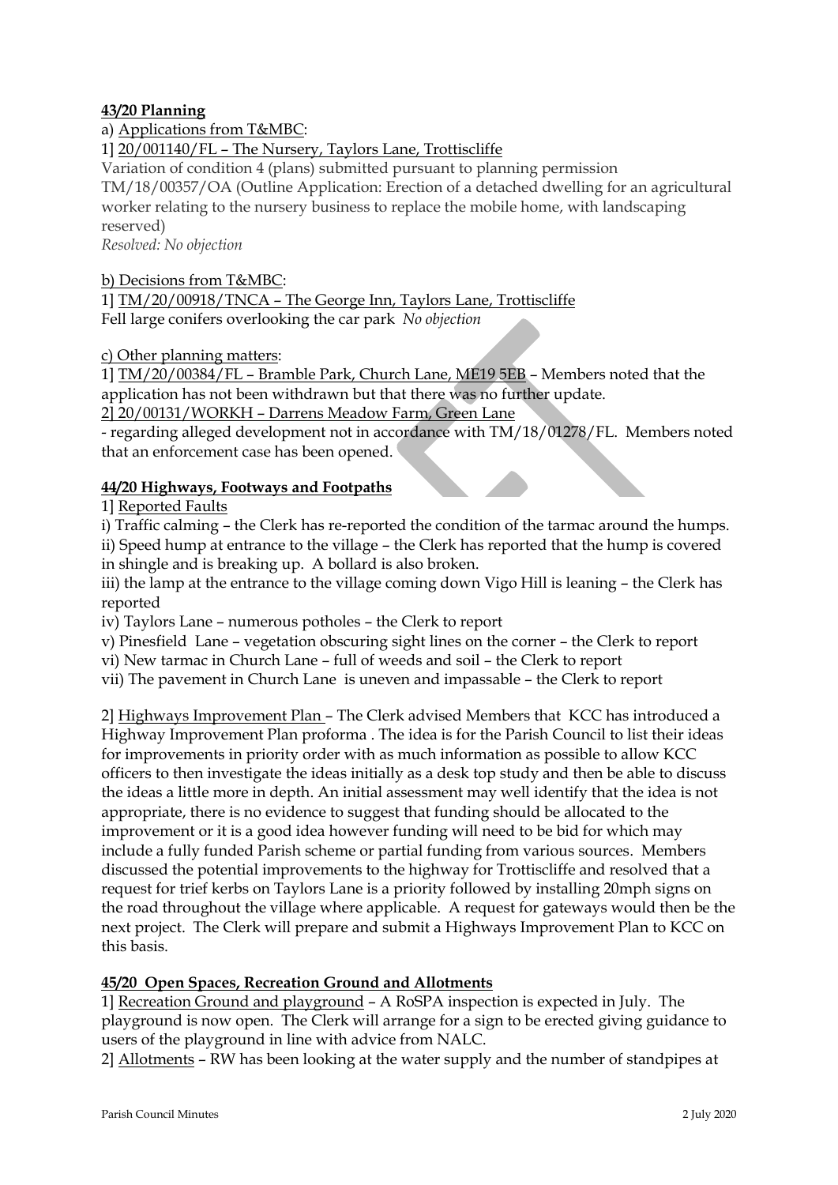**43/20 Planning**

a) Applications from T&MBC:

1] 20/001140/FL – The Nursery, Taylors Lane, Trottiscliffe

Variation of condition 4 (plans) submitted pursuant to planning permission TM/18/00357/OA (Outline Application: Erection of a detached dwelling for an agricultural worker relating to the nursery business to replace the mobile home, with landscaping reserved)

*Resolved: No objection*

b) Decisions from T&MBC:

1] TM/20/00918/TNCA – The George Inn, Taylors Lane, Trottiscliffe

Fell large conifers overlooking the car park *No objection*

c) Other planning matters:

1] TM/20/00384/FL – Bramble Park, Church Lane, ME19 5EB – Members noted that the application has not been withdrawn but that there was no further update.

2] 20/00131/WORKH – Darrens Meadow Farm, Green Lane

- regarding alleged development not in accordance with TM/18/01278/FL. Members noted that an enforcement case has been opened.

**44/20 Highways, Footways and Footpaths**

1] Reported Faults

i) Traffic calming – the Clerk has re-reported the condition of the tarmac around the humps.

ii) Speed hump at entrance to the village – the Clerk has reported that the hump is covered in shingle and is breaking up. A bollard is also broken.

iii) the lamp at the entrance to the village coming down Vigo Hill is leaning – the Clerk has reported

iv) Taylors Lane – numerous potholes – the Clerk to report

v) Pinesfield Lane – vegetation obscuring sight lines on the corner – the Clerk to report

vi) New tarmac in Church Lane – full of weeds and soil – the Clerk to report

vii) The pavement in Church Lane is uneven and impassable – the Clerk to report

2] Highways Improvement Plan – The Clerk advised Members that KCC has introduced a Highway Improvement Plan proforma . The idea is for the Parish Council to list their ideas for improvements in priority order with as much information as possible to allow KCC officers to then investigate the ideas initially as a desk top study and then be able to discuss the ideas a little more in depth. An initial assessment may well identify that the idea is not appropriate, there is no evidence to suggest that funding should be allocated to the improvement or it is a good idea however funding will need to be bid for which may include a fully funded Parish scheme or partial funding from various sources. Members discussed the potential improvements to the highway for Trottiscliffe and resolved that a request for trief kerbs on Taylors Lane is a priority followed by installing 20mph signs on the road throughout the village where applicable. A request for gateways would then be the next project. The Clerk will prepare and submit a Highways Improvement Plan to KCC on this basis.

**45/20 Open Spaces, Recreation Ground and Allotments**

1] Recreation Ground and playground – A RoSPA inspection is expected in July. The playground is now open. The Clerk will arrange for a sign to be erected giving guidance to users of the playground in line with advice from NALC.

2] Allotments – RW has been looking at the water supply and the number of standpipes at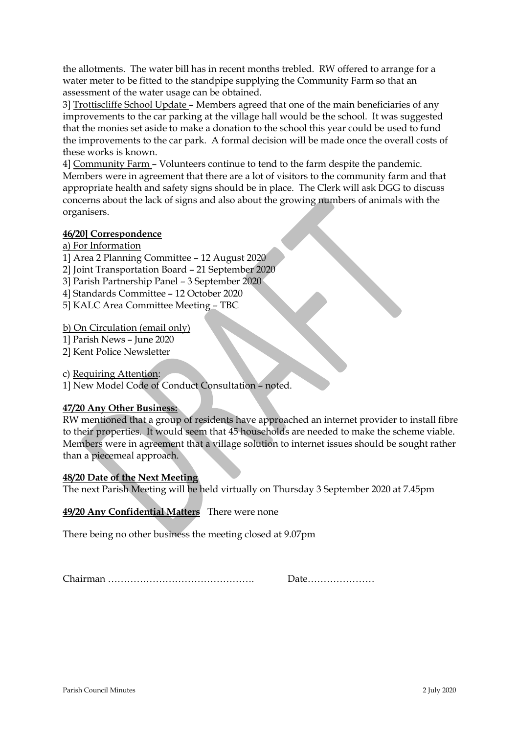the allotments. The water bill has in recent months trebled. RW offered to arrange for a water meter to be fitted to the standpipe supplying the Community Farm so that an assessment of the water usage can be obtained.

3] Trottiscliffe School Update – Members agreed that one of the main beneficiaries of any improvements to the car parking at the village hall would be the school. It was suggested that the monies set aside to make a donation to the school this year could be used to fund the improvements to the car park. A formal decision will be made once the overall costs of these works is known.

4] Community Farm – Volunteers continue to tend to the farm despite the pandemic. Members were in agreement that there are a lot of visitors to the community farm and that appropriate health and safety signs should be in place. The Clerk will ask DGG to discuss concerns about the lack of signs and also about the growing numbers of animals with the organisers.

**46/20] Correspondence**

a) For Information

1] Area 2 Planning Committee – 12 August 2020
2] Joint Transportation Board – 21 September 2020
3] Parish Partnership Panel – 3 September 2020
4] Standards Committee – 12 October 2020
5] KALC Area Committee Meeting – TBC

b) On Circulation (email only)

1] Parish News – June 2020
2] Kent Police Newsletter

c) Requiring Attention:

1] New Model Code of Conduct Consultation – noted.

**47/20 Any Other Business:**

RW mentioned that a group of residents have approached an internet provider to install fibre to their properties. It would seem that 45 households are needed to make the scheme viable. Members were in agreement that a village solution to internet issues should be sought rather than a piecemeal approach.

**48/20 Date of the Next Meeting**

The next Parish Meeting will be held virtually on Thursday 3 September 2020 at 7.45pm

**49/20 Any Confidential Matters** There were none

There being no other business the meeting closed at 9.07pm

Chairman ………………………………………. Date…………………